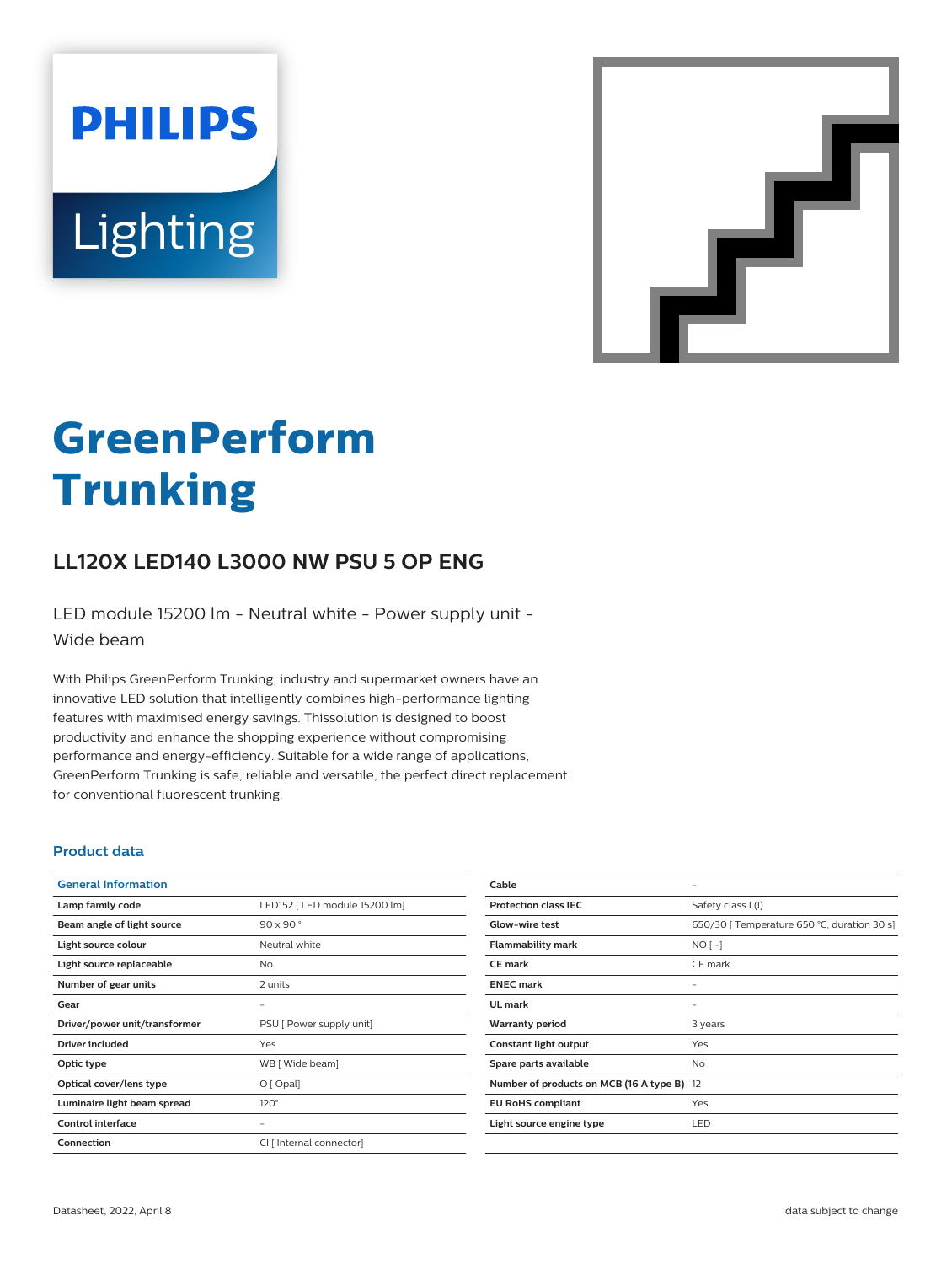# GreenPerform Trunking

## LL120X LED140 L3000 NW PSU 5 OP ENG

LED module 15200 lm - Neutral white - Power supply unit - Wide beam

With Philips GreenPerform Trunking, industry and supermarket owners have an innovative LED solution that intelligently combines high-performance lighting features with maximised energy savings. Thissolution is designed to boost productivity and enhance the shopping experience without compromising performance and energy-efficiency. Suitable for a wide range of applications, GreenPerform Trunking is safe, reliable and versatile, the perfect direct replacement for conventional fluorescent trunking.

### Product data

| General Information | |
|---|---|
| Lamp family code | LED152 [ LED module 15200 lm] |
| Beam angle of light source | 90 x 90 ° |
| Light source colour | Neutral white |
| Light source replaceable | No |
| Number of gear units | 2 units |
| Gear | - |
| Driver/power unit/transformer | PSU [ Power supply unit] |
| Driver included | Yes |
| Optic type | WB [ Wide beam] |
| Optical cover/lens type | O [ Opal] |
| Luminaire light beam spread | 120° |
| Control interface | - |
| Connection | CI [ Internal connector] |
| Cable | - |
| Protection class IEC | Safety class I (I) |
| Glow-wire test | 650/30 [ Temperature 650 °C, duration 30 s] |
| Flammability mark | NO [ -] |
| CE mark | CE mark |
| ENEC mark | - |
| UL mark | - |
| Warranty period | 3 years |
| Constant light output | Yes |
| Spare parts available | No |
| Number of products on MCB (16 A type B) | 12 |
| EU RoHS compliant | Yes |
| Light source engine type | LED |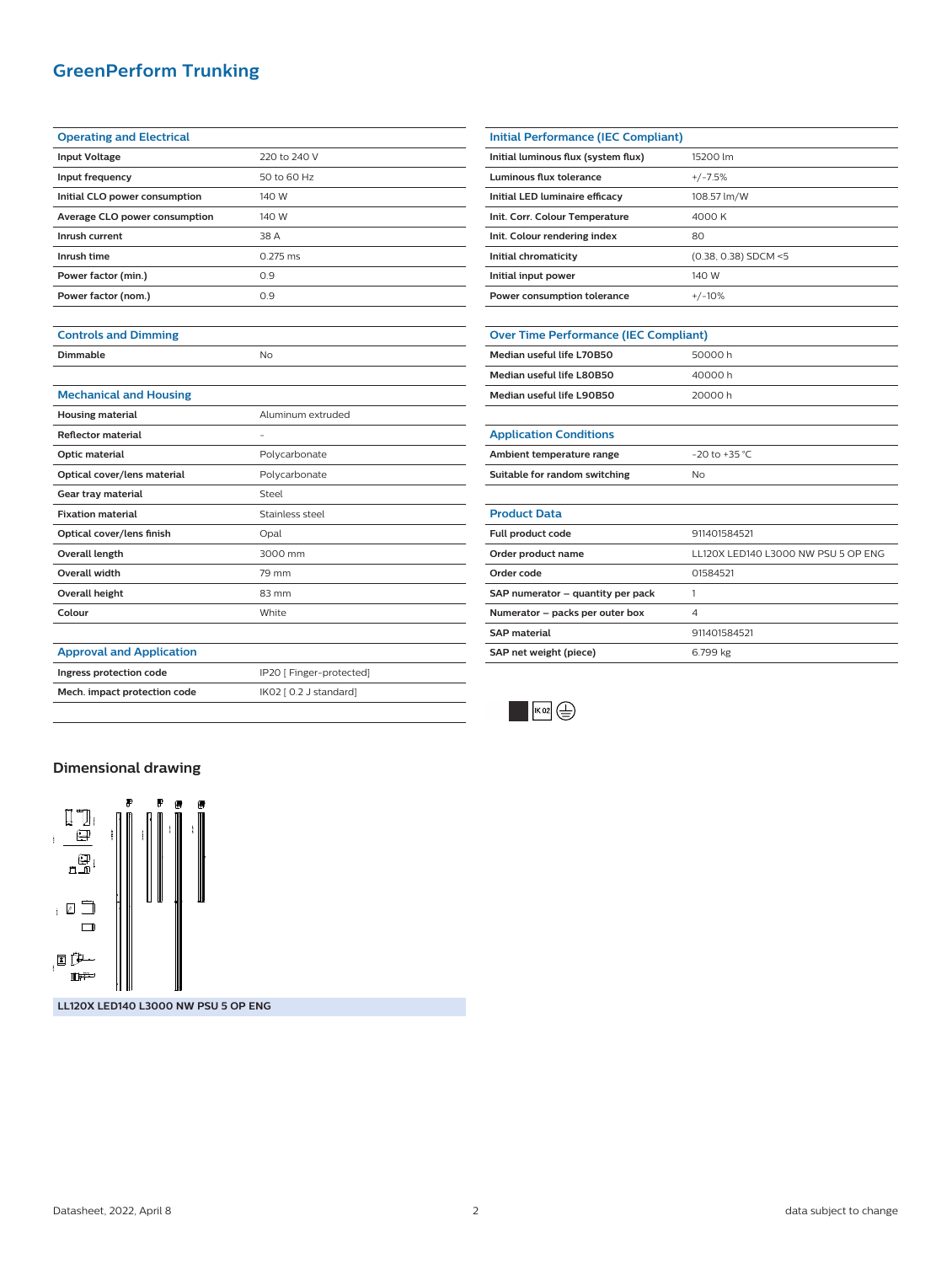# GreenPerform Trunking

| Operating and Electrical | |
|---|---|
| Input Voltage | 220 to 240 V |
| Input frequency | 50 to 60 Hz |
| Initial CLO power consumption | 140 W |
| Average CLO power consumption | 140 W |
| Inrush current | 38 A |
| Inrush time | 0.275 ms |
| Power factor (min.) | 0.9 |
| Power factor (nom.) | 0.9 |

| Controls and Dimming | |
|---|---|
| Dimmable | No |

| Mechanical and Housing | |
|---|---|
| Housing material | Aluminum extruded |
| Reflector material | - |
| Optic material | Polycarbonate |
| Optical cover/lens material | Polycarbonate |
| Gear tray material | Steel |
| Fixation material | Stainless steel |
| Optical cover/lens finish | Opal |
| Overall length | 3000 mm |
| Overall width | 79 mm |
| Overall height | 83 mm |
| Colour | White |

| Approval and Application | |
|---|---|
| Ingress protection code | IP20 [ Finger-protected] |
| Mech. impact protection code | IK02 [ 0.2 J standard] |

| Initial Performance (IEC Compliant) | |
|---|---|
| Initial luminous flux (system flux) | 15200 lm |
| Luminous flux tolerance | +/-7.5% |
| Initial LED luminaire efficacy | 108.57 lm/W |
| Init. Corr. Colour Temperature | 4000 K |
| Init. Colour rendering index | 80 |
| Initial chromaticity | (0.38, 0.38) SDCM <5 |
| Initial input power | 140 W |
| Power consumption tolerance | +/-10% |

| Over Time Performance (IEC Compliant) | |
|---|---|
| Median useful life L70B50 | 50000 h |
| Median useful life L80B50 | 40000 h |
| Median useful life L90B50 | 20000 h |

| Application Conditions | |
|---|---|
| Ambient temperature range | -20 to +35 °C |
| Suitable for random switching | No |

| Product Data | |
|---|---|
| Full product code | 911401584521 |
| Order product name | LL120X LED140 L3000 NW PSU 5 OP ENG |
| Order code | 01584521 |
| SAP numerator – quantity per pack | 1 |
| Numerator – packs per outer box | 4 |
| SAP material | 911401584521 |
| SAP net weight (piece) | 6.799 kg |

IK02

## Dimensional drawing

LL120X LED140 L3000 NW PSU 5 OP ENG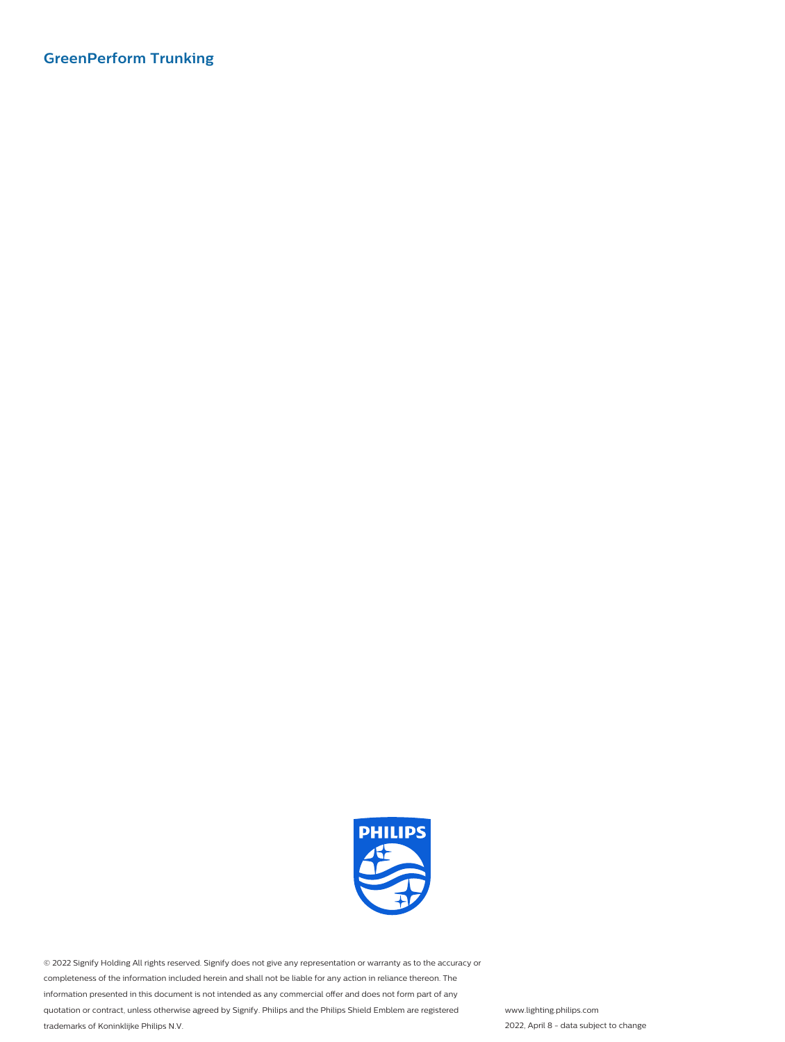© 2022 Signify Holding All rights reserved. Signify does not give any representation or warranty as to the accuracy or completeness of the information included herein and shall not be liable for any action in reliance thereon. The information presented in this document is not intended as any commercial offer and does not form part of any quotation or contract, unless otherwise agreed by Signify. Philips and the Philips Shield Emblem are registered trademarks of Koninklijke Philips N.V.

www.lighting.philips.com

2022, April 8 - data subject to change